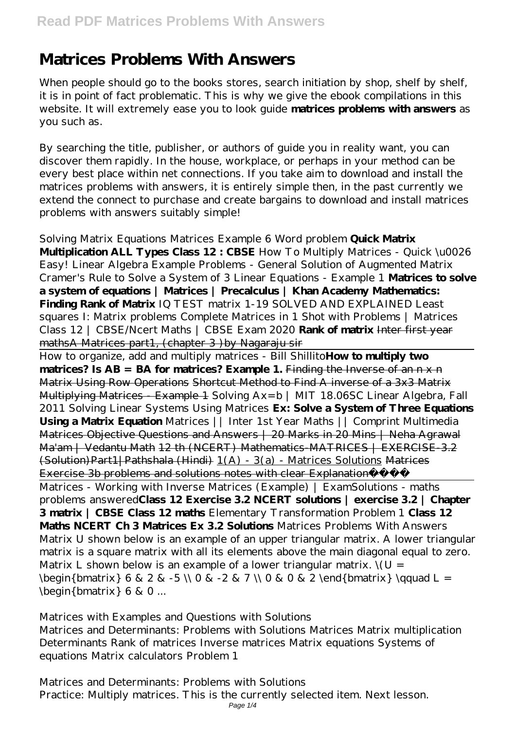# Matrices Problems With Answers

When people should go to the books stores, search initiation by shop, shelf by shelf, it is in point of fact problematic. This is why we give the ebook compilations in this website. It will extremely ease you to look guide **matrices problems with answers** as you such as.

By searching the title, publisher, or authors of guide you in reality want, you can discover them rapidly. In the house, workplace, or perhaps in your method can be every best place within net connections. If you take aim to download and install the matrices problems with answers, it is entirely simple then, in the past currently we extend the connect to purchase and create bargains to download and install matrices problems with answers suitably simple!

*Solving Matrix Equations Matrices Example 6 Word problem* **Quick Matrix Multiplication ALL Types Class 12 : CBSE** *How To Multiply Matrices - Quick \u0026 Easy! Linear Algebra Example Problems - General Solution of Augmented Matrix Cramer's Rule to Solve a System of 3 Linear Equations - Example 1* **Matrices to solve a system of equations | Matrices | Precalculus | Khan Academy Mathematics: Finding Rank of Matrix** *IQ TEST matrix 1-19 SOLVED AND EXPLAINED Least squares I: Matrix problems Complete Matrices in 1 Shot with Problems | Matrices Class 12 | CBSE/Ncert Maths | CBSE Exam 2020* **Rank of matrix** ~~Inter first year mathsA Matrices part1, (chapter 3 )by Nagaraju sir~~

How to organize, add and multiply matrices - Bill Shillito**How to multiply two matrices? Is AB = BA for matrices? Example 1.** ~~Finding the Inverse of an n x n Matrix Using Row Operations~~ ~~Shortcut Method to Find A inverse of a 3x3 Matrix~~ ~~Multiplying Matrices - Example 1~~ *Solving Ax=b | MIT 18.06SC Linear Algebra, Fall 2011 Solving Linear Systems Using Matrices* **Ex: Solve a System of Three Equations Using a Matrix Equation** *Matrices || Inter 1st Year Maths || Comprint Multimedia* ~~Matrices Objective Questions and Answers | 20 Marks in 20 Mins | Neha Agrawal Ma'am | Vedantu Math~~ ~~12 th (NCERT) Mathematics-MATRICES | EXERCISE-3.2 (Solution)Part1|Pathshala (Hindi)~~ 1(A) - 3(a) - Matrices Solutions ~~Matrices Exercise 3b problems and solutions notes with clear Explanation~~

Matrices - Working with Inverse Matrices (Example) | ExamSolutions - maths problems answered**Class 12 Exercise 3.2 NCERT solutions | exercise 3.2 | Chapter 3 matrix | CBSE Class 12 maths** *Elementary Transformation Problem 1* **Class 12 Maths NCERT Ch 3 Matrices Ex 3.2 Solutions** *Matrices Problems With Answers*

Matrix U shown below is an example of an upper triangular matrix. A lower triangular matrix is a square matrix with all its elements above the main diagonal equal to zero. Matrix L shown below is an example of a lower triangular matrix. \(U = \begin{bmatrix} 6 & 2 & -5 \\ 0 & -2 & 7 \\ 0 & 0 & 2 \end{bmatrix} \qquad L = \begin{bmatrix} 6 & 0 ...

*Matrices with Examples and Questions with Solutions*

Matrices and Determinants: Problems with Solutions Matrices Matrix multiplication Determinants Rank of matrices Inverse matrices Matrix equations Systems of equations Matrix calculators Problem 1

*Matrices and Determinants: Problems with Solutions*

Practice: Multiply matrices. This is the currently selected item. Next lesson.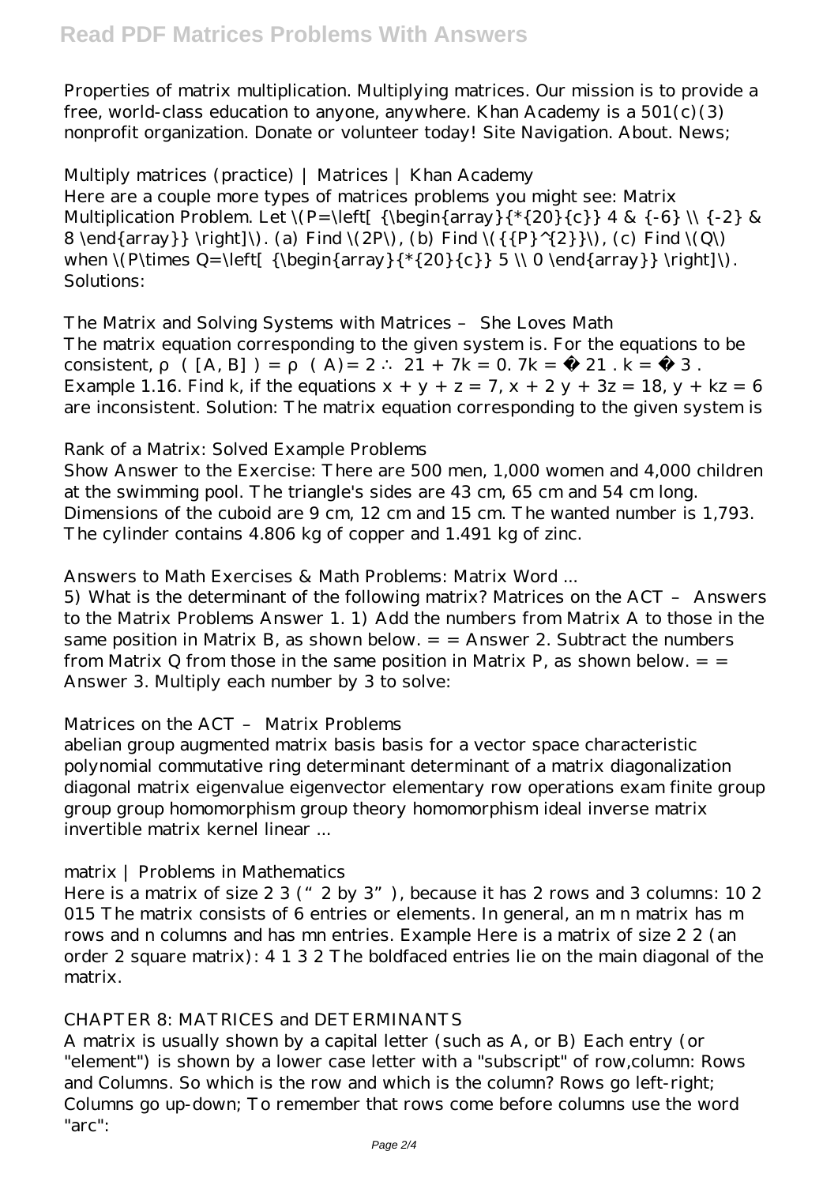Properties of matrix multiplication. Multiplying matrices. Our mission is to provide a free, world-class education to anyone, anywhere. Khan Academy is a 501(c)(3) nonprofit organization. Donate or volunteer today! Site Navigation. About. News;

*Multiply matrices (practice) | Matrices | Khan Academy*

Here are a couple more types of matrices problems you might see: Matrix Multiplication Problem. Let \(P=\left[ {\begin{array}{*{20}{c}} 4 & {-6} \\ {-2} & 8 \end{array}} \right]\). (a) Find \(2P\), (b) Find \({{P}^{2}}\), (c) Find \(Q\) when \(P\times Q=\left[ {\begin{array}{*{20}{c}} 5 \\ 0 \end{array}} \right]\). Solutions:

*The Matrix and Solving Systems with Matrices – She Loves Math*

The matrix equation corresponding to the given system is. For the equations to be consistent, ρ ( [A, B] ) = ρ ( A)= 2 ∴ 21 + 7k = 0. 7k = − 21 . k = − 3 . Example 1.16. Find k, if the equations $x + y + z = 7$, $x + 2y + 3z = 18$, $y + kz = 6$ are inconsistent. Solution: The matrix equation corresponding to the given system is

*Rank of a Matrix: Solved Example Problems*

Show Answer to the Exercise: There are 500 men, 1,000 women and 4,000 children at the swimming pool. The triangle's sides are 43 cm, 65 cm and 54 cm long. Dimensions of the cuboid are 9 cm, 12 cm and 15 cm. The wanted number is 1,793. The cylinder contains 4.806 kg of copper and 1.491 kg of zinc.

*Answers to Math Exercises & Math Problems: Matrix Word ...*

5) What is the determinant of the following matrix? Matrices on the ACT – Answers to the Matrix Problems Answer 1. 1) Add the numbers from Matrix A to those in the same position in Matrix B, as shown below. = = Answer 2. Subtract the numbers from Matrix Q from those in the same position in Matrix P, as shown below. = = Answer 3. Multiply each number by 3 to solve:

*Matrices on the ACT – Matrix Problems*

abelian group augmented matrix basis basis for a vector space characteristic polynomial commutative ring determinant determinant of a matrix diagonalization diagonal matrix eigenvalue eigenvector elementary row operations exam finite group group group homomorphism group theory homomorphism ideal inverse matrix invertible matrix kernel linear ...

*matrix | Problems in Mathematics*

Here is a matrix of size 2 3 ("2 by 3"), because it has 2 rows and 3 columns: 10 2 015 The matrix consists of 6 entries or elements. In general, an m n matrix has m rows and n columns and has mn entries. Example Here is a matrix of size 2 2 (an order 2 square matrix): 4 1 3 2 The boldfaced entries lie on the main diagonal of the matrix.

*CHAPTER 8: MATRICES and DETERMINANTS*

A matrix is usually shown by a capital letter (such as A, or B) Each entry (or "element") is shown by a lower case letter with a "subscript" of row,column: Rows and Columns. So which is the row and which is the column? Rows go left-right; Columns go up-down; To remember that rows come before columns use the word "arc":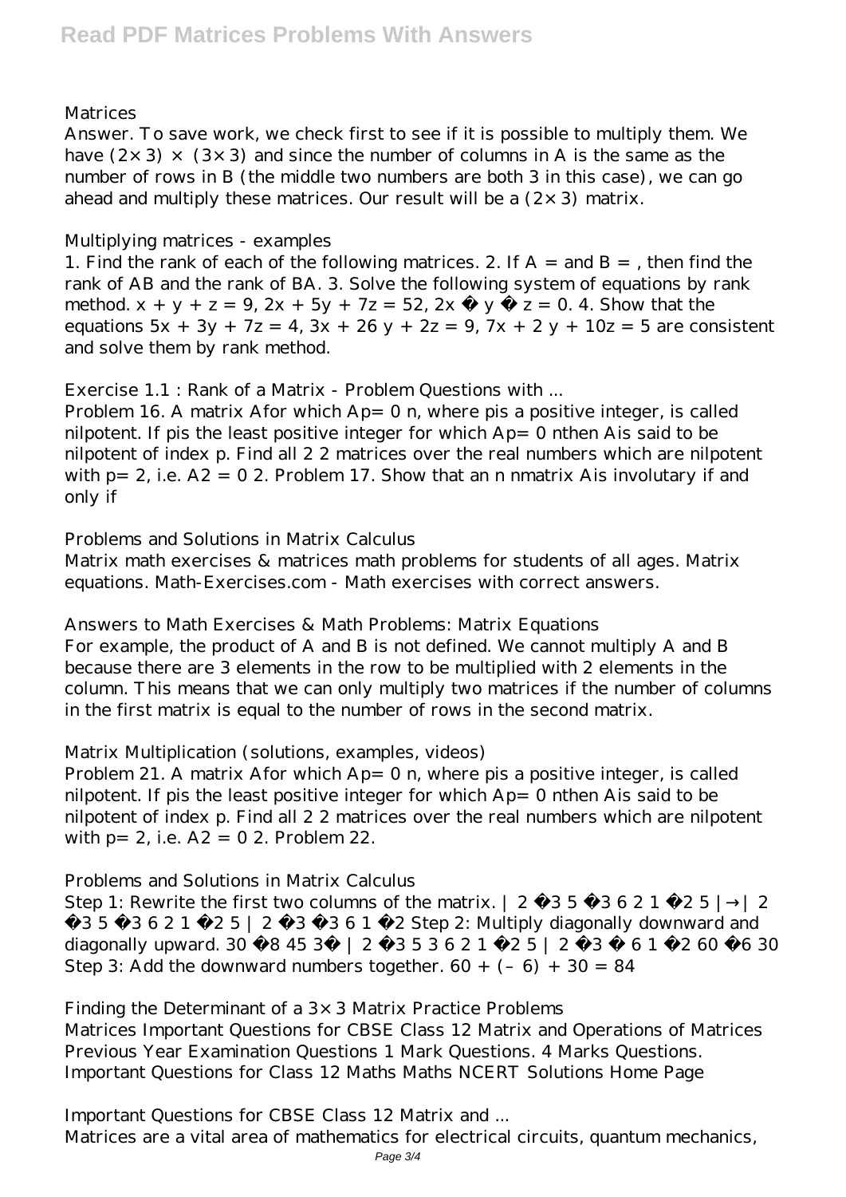## Matrices

Answer. To save work, we check first to see if it is possible to multiply them. We have $(2\times 3) \times (3\times 3)$ and since the number of columns in A is the same as the number of rows in B (the middle two numbers are both 3 in this case), we can go ahead and multiply these matrices. Our result will be a $(2\times 3)$ matrix.

## Multiplying matrices - examples

1. Find the rank of each of the following matrices. 2. If A = and B = , then find the rank of AB and the rank of BA. 3. Solve the following system of equations by rank method. $x + y + z = 9$, $2x + 5y + 7z = 52$, $2x − y − z = 0$. 4. Show that the equations $5x + 3y + 7z = 4$, $3x + 26 y + 2z = 9$, $7x + 2 y + 10z = 5$ are consistent and solve them by rank method.

## Exercise 1.1 : Rank of a Matrix - Problem Questions with ...

Problem 16. A matrix Afor which Ap= 0 n, where pis a positive integer, is called nilpotent. If pis the least positive integer for which Ap= 0 nthen Ais said to be nilpotent of index p. Find all 2 2 matrices over the real numbers which are nilpotent with p= 2, i.e. A2 = 0 2. Problem 17. Show that an n nmatrix Ais involutary if and only if

## Problems and Solutions in Matrix Calculus

Matrix math exercises & matrices math problems for students of all ages. Matrix equations. Math-Exercises.com - Math exercises with correct answers.

## Answers to Math Exercises & Math Problems: Matrix Equations

For example, the product of A and B is not defined. We cannot multiply A and B because there are 3 elements in the row to be multiplied with 2 elements in the column. This means that we can only multiply two matrices if the number of columns in the first matrix is equal to the number of rows in the second matrix.

## Matrix Multiplication (solutions, examples, videos)

Problem 21. A matrix Afor which Ap= 0 n, where pis a positive integer, is called nilpotent. If pis the least positive integer for which Ap= 0 nthen Ais said to be nilpotent of index p. Find all 2 2 matrices over the real numbers which are nilpotent with p= 2, i.e. A2 = 0 2. Problem 22.

## Problems and Solutions in Matrix Calculus

Step 1: Rewrite the first two columns of the matrix. | 2 −3 5 −3 6 2 1 −2 5 | → | 2 −3 5 −3 6 2 1 −2 5 | 2 −3 −3 6 1 −2 Step 2: Multiply diagonally downward and diagonally upward. 30 −8 45 3− | 2 −3 5 3 6 2 1 −2 5 | 2 −3 − 6 1 −2 60 −6 30 Step 3: Add the downward numbers together. $60 + (– 6) + 30 = 84$

## Finding the Determinant of a 3×3 Matrix Practice Problems

Matrices Important Questions for CBSE Class 12 Matrix and Operations of Matrices Previous Year Examination Questions 1 Mark Questions. 4 Marks Questions. Important Questions for Class 12 Maths Maths NCERT Solutions Home Page

## Important Questions for CBSE Class 12 Matrix and ...

Matrices are a vital area of mathematics for electrical circuits, quantum mechanics,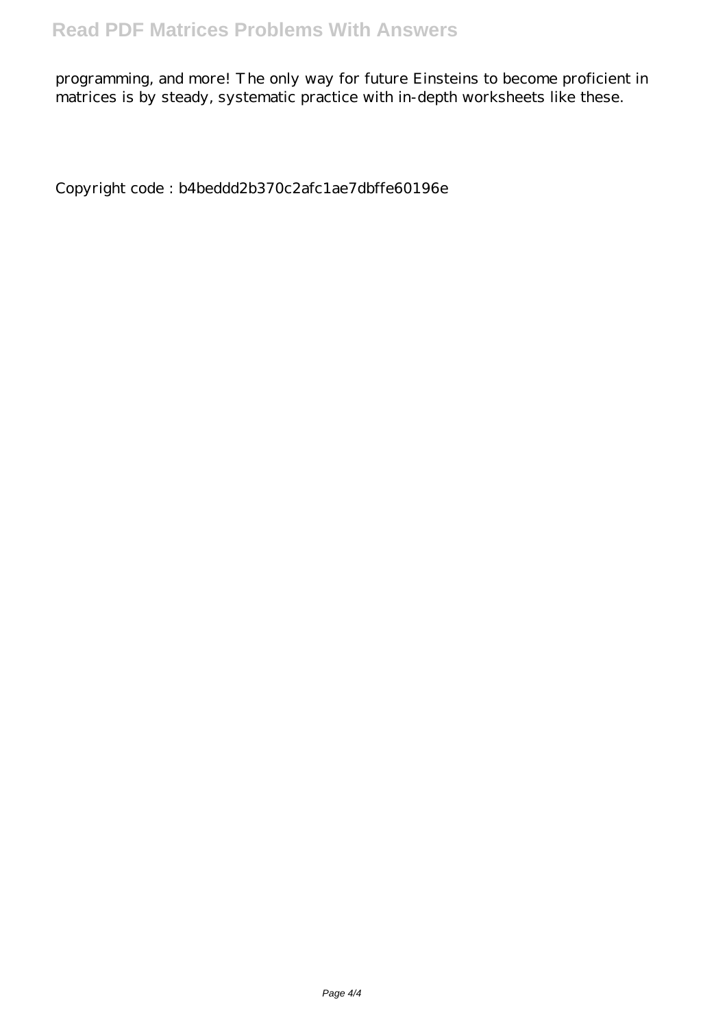programming, and more! The only way for future Einsteins to become proficient in matrices is by steady, systematic practice with in-depth worksheets like these.

Copyright code : b4beddd2b370c2afc1ae7dbffe60196e